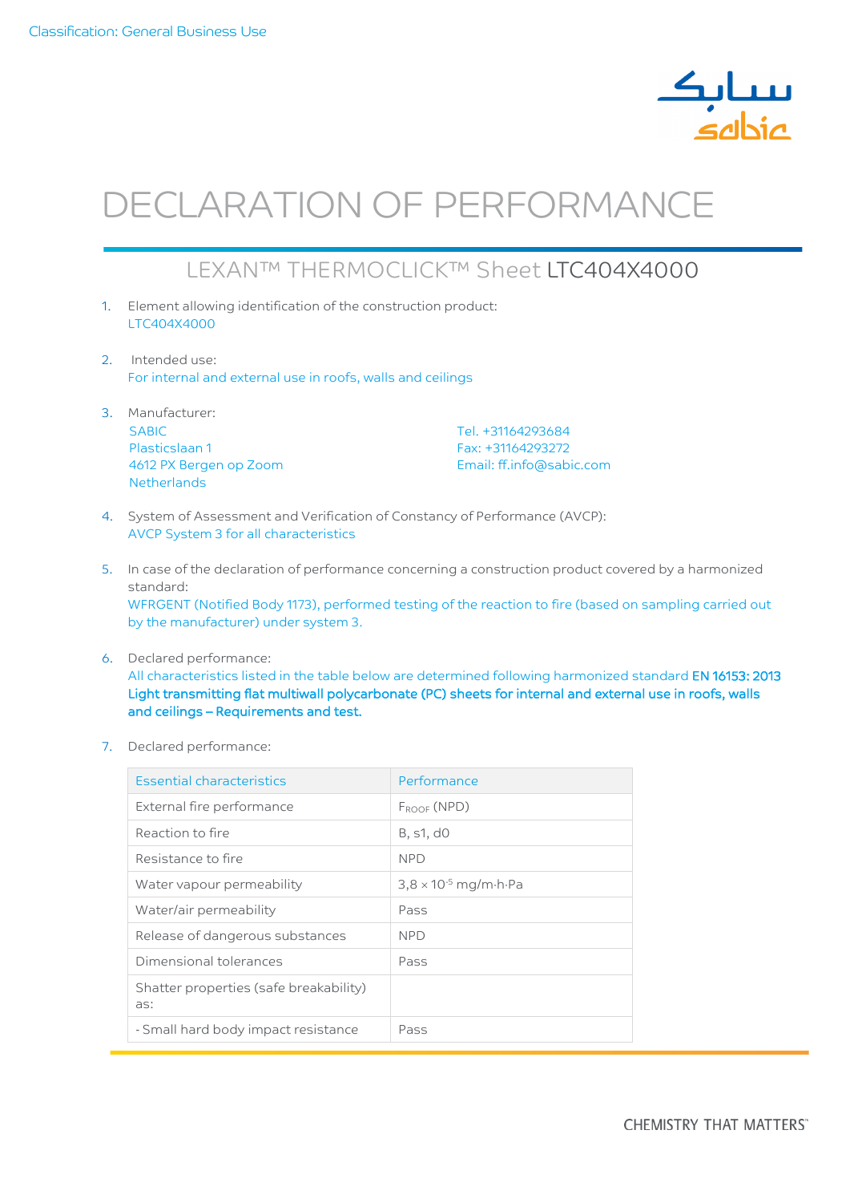Classification: General Business Use

# DECLARATION OF PERFORMANCE

## LEXAN™ THERMOCLICK™ Sheet LTC404X4000

1. Element allowing identification of the construction product:
   LTC404X4000

2. Intended use:
   For internal and external use in roofs, walls and ceilings

3. Manufacturer:
   SABIC
   Plasticslaan 1
   4612 PX Bergen op Zoom
   Netherlands

   Tel. +31164293684
   Fax: +31164293272
   Email: ff.info@sabic.com

4. System of Assessment and Verification of Constancy of Performance (AVCP):
   AVCP System 3 for all characteristics

5. In case of the declaration of performance concerning a construction product covered by a harmonized standard:
   WFRGENT (Notified Body 1173), performed testing of the reaction to fire (based on sampling carried out by the manufacturer) under system 3.

6. Declared performance:
   All characteristics listed in the table below are determined following harmonized standard **EN 16153: 2013 Light transmitting flat multiwall polycarbonate (PC) sheets for internal and external use in roofs, walls and ceilings – Requirements and test.**

7. Declared performance:

| Essential characteristics | Performance |
|---|---|
| External fire performance | $F_{ROOF}$ (NPD) |
| Reaction to fire | B, s1, d0 |
| Resistance to fire | NPD |
| Water vapour permeability | $3{,}8 \times 10^{-5}$ mg/m·h·Pa |
| Water/air permeability | Pass |
| Release of dangerous substances | NPD |
| Dimensional tolerances | Pass |
| Shatter properties (safe breakability) as: | |
| - Small hard body impact resistance | Pass |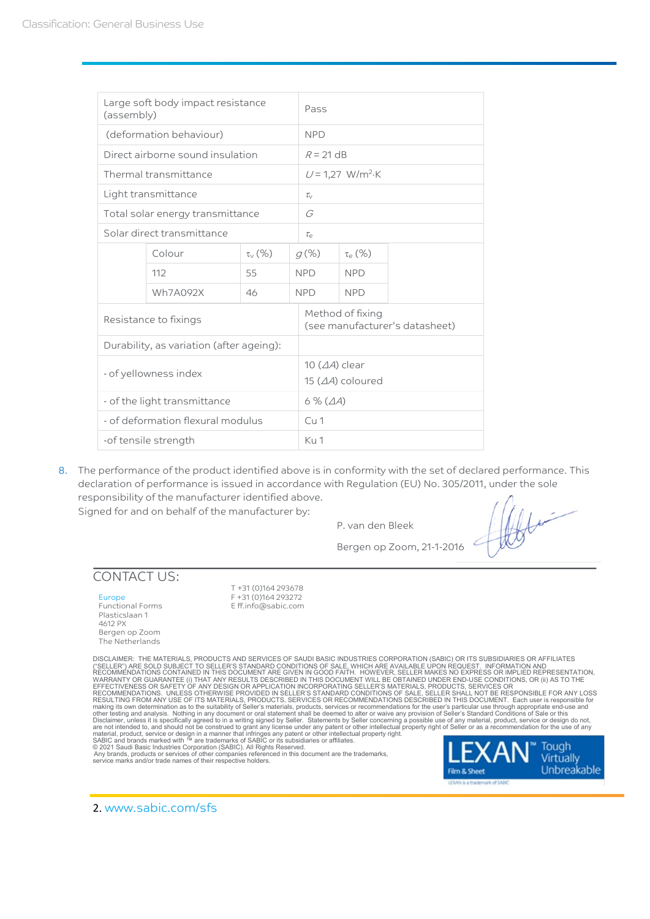| | |
|---|---|
| Large soft body impact resistance (assembly) | Pass |
| (deformation behaviour) | NPD |
| Direct airborne sound insulation | $R$ = 21 dB |
| Thermal transmittance | $U$ = 1,27 W/m²·K |
| Light transmittance | $\tau_v$ |
| Total solar energy transmittance | $G$ |
| Solar direct transmittance | $\tau_e$ |

| Colour | $\tau_v$ (%) | $g$ (%) | $\tau_e$ (%) |
|---|---|---|---|
| 112 | 55 | NPD | NPD |
| Wh7A092X | 46 | NPD | NPD |

| | |
|---|---|
| Resistance to fixings | Method of fixing (see manufacturer's datasheet) |
| Durability, as variation (after ageing): | |
| - of yellowness index | 10 ($\Delta A$) clear<br>15 ($\Delta A$) coloured |
| - of the light transmittance | 6 % ($\Delta A$) |
| - of deformation flexural modulus | Cu 1 |
| -of tensile strength | Ku 1 |

8. The performance of the product identified above is in conformity with the set of declared performance. This declaration of performance is issued in accordance with Regulation (EU) No. 305/2011, under the sole responsibility of the manufacturer identified above.
   Signed for and on behalf of the manufacturer by:

   P. van den Bleek

   Bergen op Zoom, 21-1-2016

## CONTACT US:

Europe
Functional Forms
Plasticslaan 1
4612 PX
Bergen op Zoom
The Netherlands

T +31 (0)164 293678
F +31 (0)164 293272
E ff.info@sabic.com

DISCLAIMER: THE MATERIALS, PRODUCTS AND SERVICES OF SAUDI BASIC INDUSTRIES CORPORATION (SABIC) OR ITS SUBSIDIARIES OR AFFILIATES ("SELLER") ARE SOLD SUBJECT TO SELLER'S STANDARD CONDITIONS OF SALE, WHICH ARE AVAILABLE UPON REQUEST. INFORMATION AND RECOMMENDATIONS CONTAINED IN THIS DOCUMENT ARE GIVEN IN GOOD FAITH. HOWEVER, SELLER MAKES NO EXPRESS OR IMPLIED REPRESENTATION, WARRANTY OR GUARANTEE (i) THAT ANY RESULTS DESCRIBED IN THIS DOCUMENT WILL BE OBTAINED UNDER END-USE CONDITIONS, OR (ii) AS TO THE EFFECTIVENESS OR SAFETY OF ANY DESIGN OR APPLICATION INCORPORATING SELLER'S MATERIALS, PRODUCTS, SERVICES OR RECOMMENDATIONS. UNLESS OTHERWISE PROVIDED IN SELLER'S STANDARD CONDITIONS OF SALE, SELLER SHALL NOT BE RESPONSIBLE FOR ANY LOSS RESULTING FROM ANY USE OF ITS MATERIALS, PRODUCTS, SERVICES OR RECOMMENDATIONS DESCRIBED IN THIS DOCUMENT. Each user is responsible for making its own determination as to the suitability of Seller's materials, products, services or recommendations for the user's particular use through appropriate end-use and other testing and analysis. Nothing in any document or oral statement shall be deemed to alter or waive any provision of Seller's Standard Conditions of Sale or this Disclaimer, unless it is specifically agreed to in a writing signed by Seller. Statements by Seller concerning a possible use of any material, product, service or design do not, are not intended to, and should not be construed to grant any license under any patent or other intellectual property right of Seller or as a recommendation for the use of any material, product, service or design in a manner that infringes any patent or other intellectual property right.
SABIC and brands marked with ™ are trademarks of SABIC or its subsidiaries or affiliates.
© 2021 Saudi Basic Industries Corporation (SABIC). All Rights Reserved.
Any brands, products or services of other companies referenced in this document are the trademarks, service marks and/or trade names of their respective holders.

LEXAN™ Film & Sheet — Tough Virtually Unbreakable
LEXAN is a trademark of SABIC

www.sabic.com/sfs